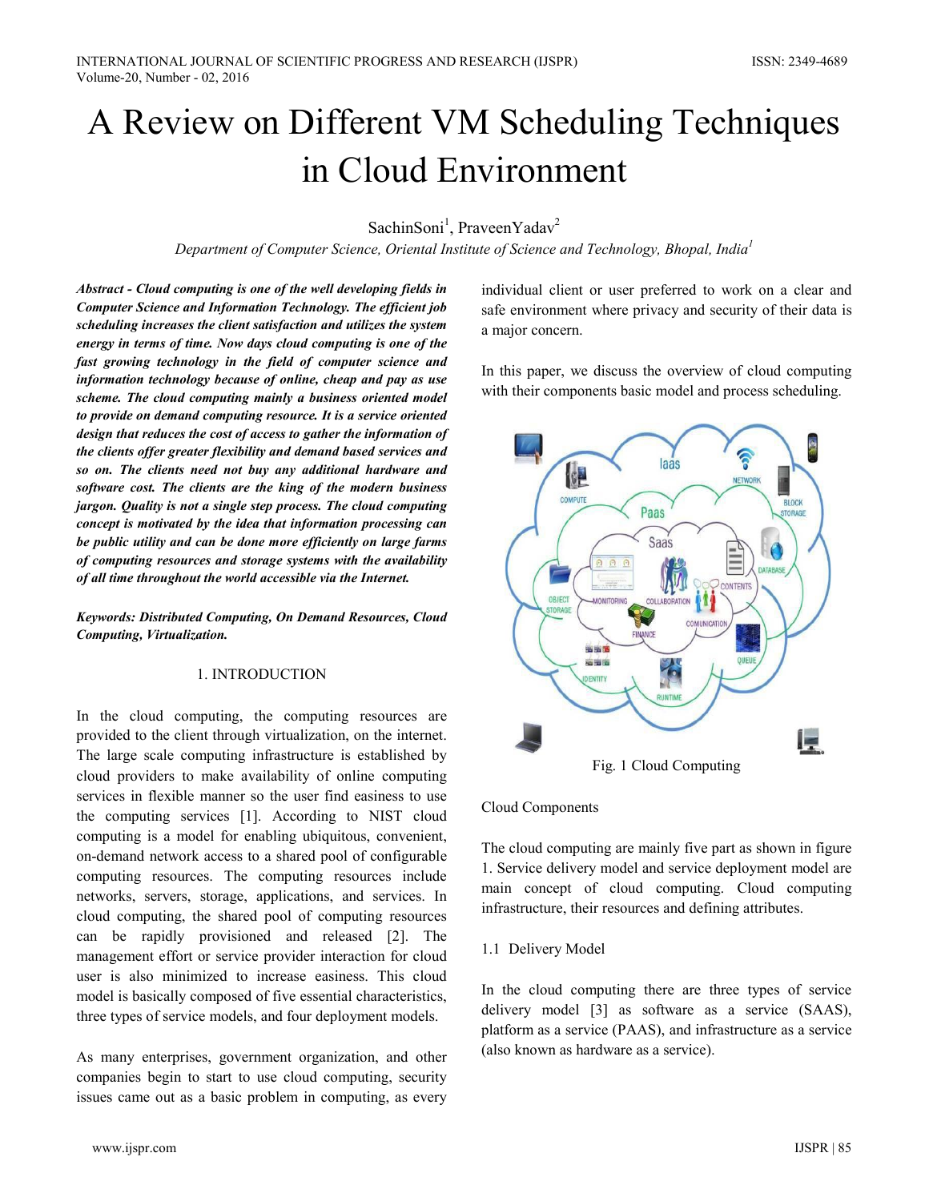# A Review on Different VM Scheduling Techniques in Cloud Environment

SachinSoni[1], PraveenYadav[2]

*Department of Computer Science, Oriental Institute of Science and Technology, Bhopal, India[1]*

***Abstract - Cloud computing is one of the well developing fields in Computer Science and Information Technology. The efficient job scheduling increases the client satisfaction and utilizes the system energy in terms of time. Now days cloud computing is one of the fast growing technology in the field of computer science and information technology because of online, cheap and pay as use scheme. The cloud computing mainly a business oriented model to provide on demand computing resource. It is a service oriented design that reduces the cost of access to gather the information of the clients offer greater flexibility and demand based services and so on. The clients need not buy any additional hardware and software cost. The clients are the king of the modern business jargon. Quality is not a single step process. The cloud computing concept is motivated by the idea that information processing can be public utility and can be done more efficiently on large farms of computing resources and storage systems with the availability of all time throughout the world accessible via the Internet.***

***Keywords: Distributed Computing, On Demand Resources, Cloud Computing, Virtualization.***

## 1. INTRODUCTION

In the cloud computing, the computing resources are provided to the client through virtualization, on the internet. The large scale computing infrastructure is established by cloud providers to make availability of online computing services in flexible manner so the user find easiness to use the computing services [1]. According to NIST cloud computing is a model for enabling ubiquitous, convenient, on-demand network access to a shared pool of configurable computing resources. The computing resources include networks, servers, storage, applications, and services. In cloud computing, the shared pool of computing resources can be rapidly provisioned and released [2]. The management effort or service provider interaction for cloud user is also minimized to increase easiness. This cloud model is basically composed of five essential characteristics, three types of service models, and four deployment models.

As many enterprises, government organization, and other companies begin to start to use cloud computing, security issues came out as a basic problem in computing, as every individual client or user preferred to work on a clear and safe environment where privacy and security of their data is a major concern.

In this paper, we discuss the overview of cloud computing with their components basic model and process scheduling.

Fig. 1 Cloud Computing

Cloud Components

The cloud computing are mainly five part as shown in figure 1. Service delivery model and service deployment model are main concept of cloud computing. Cloud computing infrastructure, their resources and defining attributes.

### 1.1 Delivery Model

In the cloud computing there are three types of service delivery model [3] as software as a service (SAAS), platform as a service (PAAS), and infrastructure as a service (also known as hardware as a service).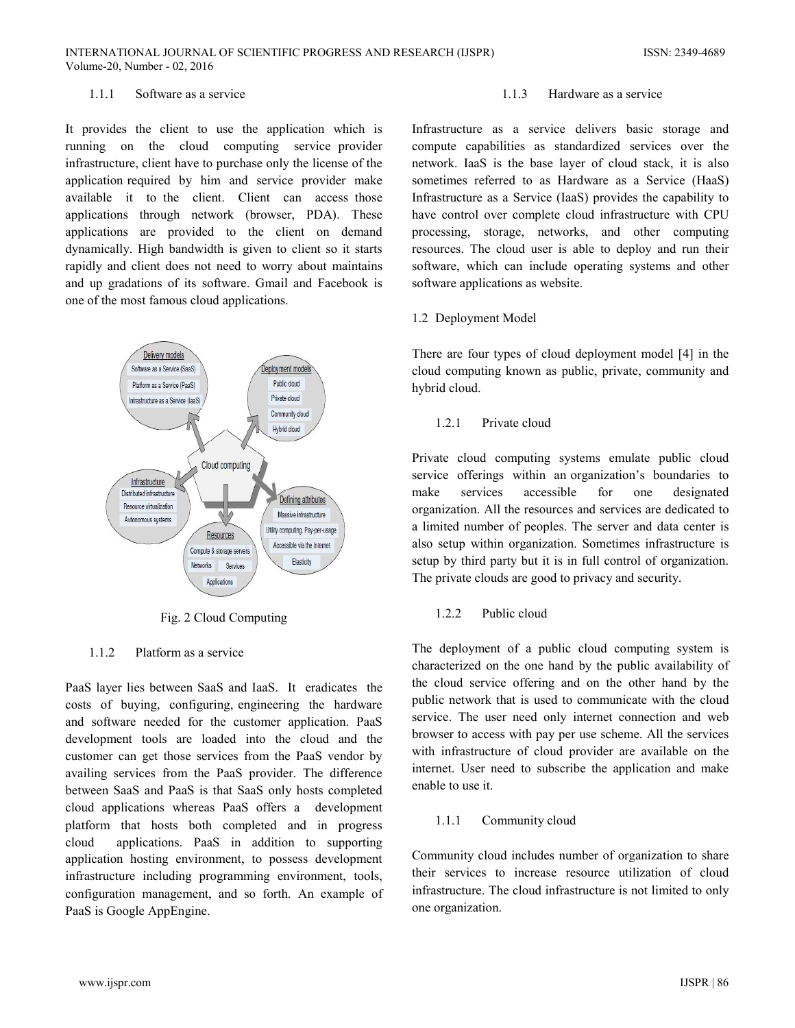#### 1.1.1 Software as a service

It provides the client to use the application which is running on the cloud computing service provider infrastructure, client have to purchase only the license of the application required by him and service provider make available it to the client. Client can access those applications through network (browser, PDA). These applications are provided to the client on demand dynamically. High bandwidth is given to client so it starts rapidly and client does not need to worry about maintains and up gradations of its software. Gmail and Facebook is one of the most famous cloud applications.

Fig. 2 Cloud Computing

#### 1.1.2 Platform as a service

PaaS layer lies between SaaS and IaaS. It eradicates the costs of buying, configuring, engineering the hardware and software needed for the customer application. PaaS development tools are loaded into the cloud and the customer can get those services from the PaaS vendor by availing services from the PaaS provider. The difference between SaaS and PaaS is that SaaS only hosts completed cloud applications whereas PaaS offers a development platform that hosts both completed and in progress cloud applications. PaaS in addition to supporting application hosting environment, to possess development infrastructure including programming environment, tools, configuration management, and so forth. An example of PaaS is Google AppEngine.

#### 1.1.3 Hardware as a service

Infrastructure as a service delivers basic storage and compute capabilities as standardized services over the network. IaaS is the base layer of cloud stack, it is also sometimes referred to as Hardware as a Service (HaaS) Infrastructure as a Service (IaaS) provides the capability to have control over complete cloud infrastructure with CPU processing, storage, networks, and other computing resources. The cloud user is able to deploy and run their software, which can include operating systems and other software applications as website.

### 1.2 Deployment Model

There are four types of cloud deployment model [4] in the cloud computing known as public, private, community and hybrid cloud.

#### 1.2.1 Private cloud

Private cloud computing systems emulate public cloud service offerings within an organization's boundaries to make services accessible for one designated organization. All the resources and services are dedicated to a limited number of peoples. The server and data center is also setup within organization. Sometimes infrastructure is setup by third party but it is in full control of organization. The private clouds are good to privacy and security.

#### 1.2.2 Public cloud

The deployment of a public cloud computing system is characterized on the one hand by the public availability of the cloud service offering and on the other hand by the public network that is used to communicate with the cloud service. The user need only internet connection and web browser to access with pay per use scheme. All the services with infrastructure of cloud provider are available on the internet. User need to subscribe the application and make enable to use it.

#### 1.1.1 Community cloud

Community cloud includes number of organization to share their services to increase resource utilization of cloud infrastructure. The cloud infrastructure is not limited to only one organization.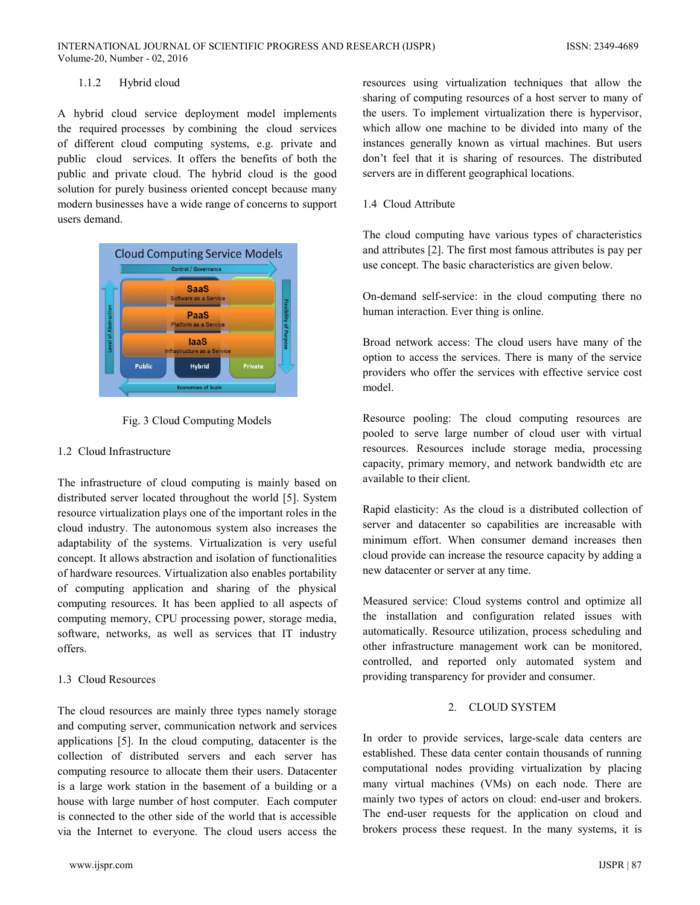### 1.1.2 Hybrid cloud

A hybrid cloud service deployment model implements the required processes by combining the cloud services of different cloud computing systems, e.g. private and public cloud services. It offers the benefits of both the public and private cloud. The hybrid cloud is the good solution for purely business oriented concept because many modern businesses have a wide range of concerns to support users demand.

Fig. 3 Cloud Computing Models

## 1.2 Cloud Infrastructure

The infrastructure of cloud computing is mainly based on distributed server located throughout the world [5]. System resource virtualization plays one of the important roles in the cloud industry. The autonomous system also increases the adaptability of the systems. Virtualization is very useful concept. It allows abstraction and isolation of functionalities of hardware resources. Virtualization also enables portability of computing application and sharing of the physical computing resources. It has been applied to all aspects of computing memory, CPU processing power, storage media, software, networks, as well as services that IT industry offers.

## 1.3 Cloud Resources

The cloud resources are mainly three types namely storage and computing server, communication network and services applications [5]. In the cloud computing, datacenter is the collection of distributed servers and each server has computing resource to allocate them their users. Datacenter is a large work station in the basement of a building or a house with large number of host computer. Each computer is connected to the other side of the world that is accessible via the Internet to everyone. The cloud users access the resources using virtualization techniques that allow the sharing of computing resources of a host server to many of the users. To implement virtualization there is hypervisor, which allow one machine to be divided into many of the instances generally known as virtual machines. But users don't feel that it is sharing of resources. The distributed servers are in different geographical locations.

## 1.4 Cloud Attribute

The cloud computing have various types of characteristics and attributes [2]. The first most famous attributes is pay per use concept. The basic characteristics are given below.

On-demand self-service: in the cloud computing there no human interaction. Ever thing is online.

Broad network access: The cloud users have many of the option to access the services. There is many of the service providers who offer the services with effective service cost model.

Resource pooling: The cloud computing resources are pooled to serve large number of cloud user with virtual resources. Resources include storage media, processing capacity, primary memory, and network bandwidth etc are available to their client.

Rapid elasticity: As the cloud is a distributed collection of server and datacenter so capabilities are increasable with minimum effort. When consumer demand increases then cloud provide can increase the resource capacity by adding a new datacenter or server at any time.

Measured service: Cloud systems control and optimize all the installation and configuration related issues with automatically. Resource utilization, process scheduling and other infrastructure management work can be monitored, controlled, and reported only automated system and providing transparency for provider and consumer.

# 2. CLOUD SYSTEM

In order to provide services, large-scale data centers are established. These data center contain thousands of running computational nodes providing virtualization by placing many virtual machines (VMs) on each node. There are mainly two types of actors on cloud: end-user and brokers. The end-user requests for the application on cloud and brokers process these request. In the many systems, it is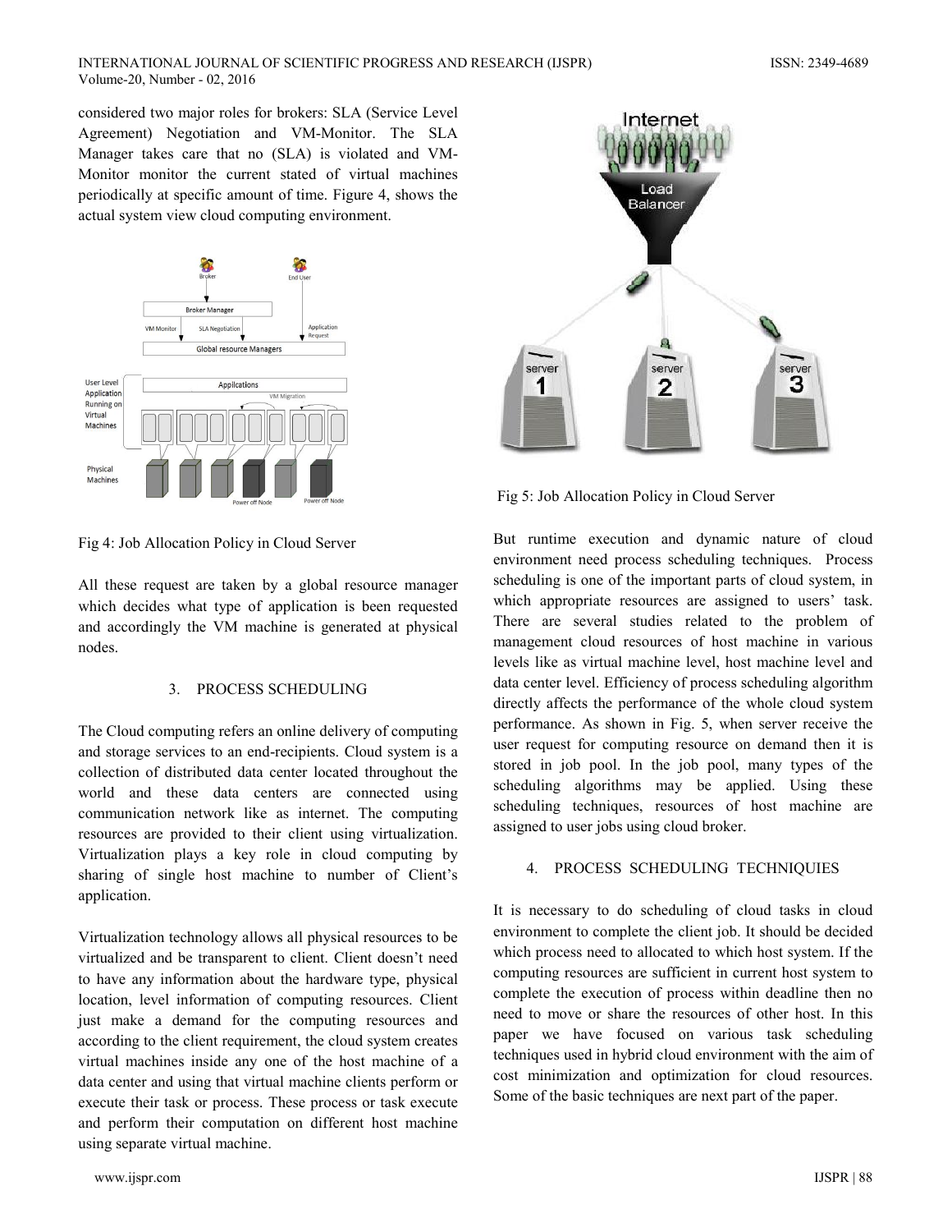considered two major roles for brokers: SLA (Service Level Agreement) Negotiation and VM-Monitor. The SLA Manager takes care that no (SLA) is violated and VM-Monitor monitor the current stated of virtual machines periodically at specific amount of time. Figure 4, shows the actual system view cloud computing environment.

Fig 4: Job Allocation Policy in Cloud Server

All these request are taken by a global resource manager which decides what type of application is been requested and accordingly the VM machine is generated at physical nodes.

## 3. PROCESS SCHEDULING

The Cloud computing refers an online delivery of computing and storage services to an end-recipients. Cloud system is a collection of distributed data center located throughout the world and these data centers are connected using communication network like as internet. The computing resources are provided to their client using virtualization. Virtualization plays a key role in cloud computing by sharing of single host machine to number of Client's application.

Virtualization technology allows all physical resources to be virtualized and be transparent to client. Client doesn't need to have any information about the hardware type, physical location, level information of computing resources. Client just make a demand for the computing resources and according to the client requirement, the cloud system creates virtual machines inside any one of the host machine of a data center and using that virtual machine clients perform or execute their task or process. These process or task execute and perform their computation on different host machine using separate virtual machine.

Fig 5: Job Allocation Policy in Cloud Server

But runtime execution and dynamic nature of cloud environment need process scheduling techniques. Process scheduling is one of the important parts of cloud system, in which appropriate resources are assigned to users' task. There are several studies related to the problem of management cloud resources of host machine in various levels like as virtual machine level, host machine level and data center level. Efficiency of process scheduling algorithm directly affects the performance of the whole cloud system performance. As shown in Fig. 5, when server receive the user request for computing resource on demand then it is stored in job pool. In the job pool, many types of the scheduling algorithms may be applied. Using these scheduling techniques, resources of host machine are assigned to user jobs using cloud broker.

## 4. PROCESS SCHEDULING TECHNIQUIES

It is necessary to do scheduling of cloud tasks in cloud environment to complete the client job. It should be decided which process need to allocated to which host system. If the computing resources are sufficient in current host system to complete the execution of process within deadline then no need to move or share the resources of other host. In this paper we have focused on various task scheduling techniques used in hybrid cloud environment with the aim of cost minimization and optimization for cloud resources. Some of the basic techniques are next part of the paper.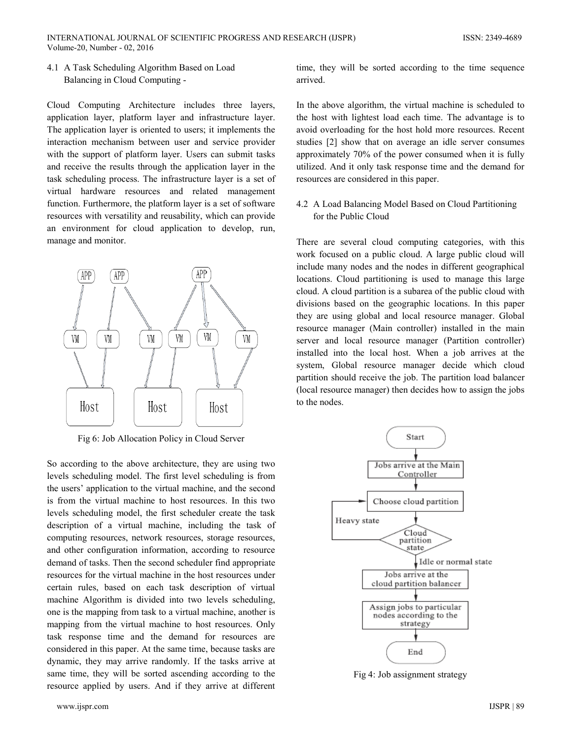### 4.1 A Task Scheduling Algorithm Based on Load Balancing in Cloud Computing -

Cloud Computing Architecture includes three layers, application layer, platform layer and infrastructure layer. The application layer is oriented to users; it implements the interaction mechanism between user and service provider with the support of platform layer. Users can submit tasks and receive the results through the application layer in the task scheduling process. The infrastructure layer is a set of virtual hardware resources and related management function. Furthermore, the platform layer is a set of software resources with versatility and reusability, which can provide an environment for cloud application to develop, run, manage and monitor.

Fig 6: Job Allocation Policy in Cloud Server

So according to the above architecture, they are using two levels scheduling model. The first level scheduling is from the users' application to the virtual machine, and the second is from the virtual machine to host resources. In this two levels scheduling model, the first scheduler create the task description of a virtual machine, including the task of computing resources, network resources, storage resources, and other configuration information, according to resource demand of tasks. Then the second scheduler find appropriate resources for the virtual machine in the host resources under certain rules, based on each task description of virtual machine Algorithm is divided into two levels scheduling, one is the mapping from task to a virtual machine, another is mapping from the virtual machine to host resources. Only task response time and the demand for resources are considered in this paper. At the same time, because tasks are dynamic, they may arrive randomly. If the tasks arrive at same time, they will be sorted ascending according to the resource applied by users. And if they arrive at different time, they will be sorted according to the time sequence arrived.

In the above algorithm, the virtual machine is scheduled to the host with lightest load each time. The advantage is to avoid overloading for the host hold more resources. Recent studies [2] show that on average an idle server consumes approximately 70% of the power consumed when it is fully utilized. And it only task response time and the demand for resources are considered in this paper.

### 4.2 A Load Balancing Model Based on Cloud Partitioning for the Public Cloud

There are several cloud computing categories, with this work focused on a public cloud. A large public cloud will include many nodes and the nodes in different geographical locations. Cloud partitioning is used to manage this large cloud. A cloud partition is a subarea of the public cloud with divisions based on the geographic locations. In this paper they are using global and local resource manager. Global resource manager (Main controller) installed in the main server and local resource manager (Partition controller) installed into the local host. When a job arrives at the system, Global resource manager decide which cloud partition should receive the job. The partition load balancer (local resource manager) then decides how to assign the jobs to the nodes.

Fig 4: Job assignment strategy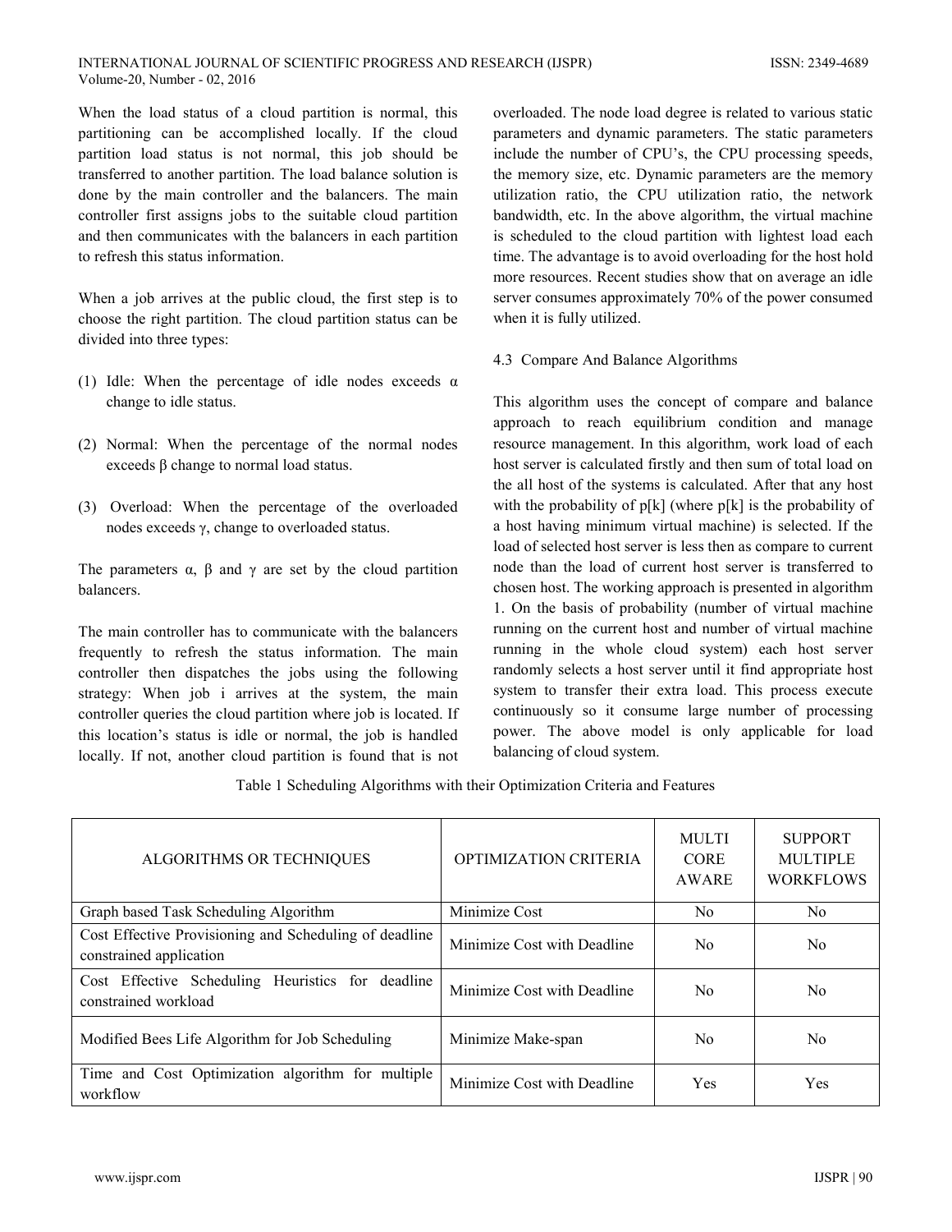When the load status of a cloud partition is normal, this partitioning can be accomplished locally. If the cloud partition load status is not normal, this job should be transferred to another partition. The load balance solution is done by the main controller and the balancers. The main controller first assigns jobs to the suitable cloud partition and then communicates with the balancers in each partition to refresh this status information.

When a job arrives at the public cloud, the first step is to choose the right partition. The cloud partition status can be divided into three types:

(1) Idle: When the percentage of idle nodes exceeds $\alpha$ change to idle status.

(2) Normal: When the percentage of the normal nodes exceeds $\beta$ change to normal load status.

(3) Overload: When the percentage of the overloaded nodes exceeds $\gamma$, change to overloaded status.

The parameters $\alpha$, $\beta$ and $\gamma$ are set by the cloud partition balancers.

The main controller has to communicate with the balancers frequently to refresh the status information. The main controller then dispatches the jobs using the following strategy: When job i arrives at the system, the main controller queries the cloud partition where job is located. If this location's status is idle or normal, the job is handled locally. If not, another cloud partition is found that is not overloaded. The node load degree is related to various static parameters and dynamic parameters. The static parameters include the number of CPU's, the CPU processing speeds, the memory size, etc. Dynamic parameters are the memory utilization ratio, the CPU utilization ratio, the network bandwidth, etc. In the above algorithm, the virtual machine is scheduled to the cloud partition with lightest load each time. The advantage is to avoid overloading for the host hold more resources. Recent studies show that on average an idle server consumes approximately 70% of the power consumed when it is fully utilized.

### 4.3 Compare And Balance Algorithms

This algorithm uses the concept of compare and balance approach to reach equilibrium condition and manage resource management. In this algorithm, work load of each host server is calculated firstly and then sum of total load on the all host of the systems is calculated. After that any host with the probability of p[k] (where p[k] is the probability of a host having minimum virtual machine) is selected. If the load of selected host server is less then as compare to current node than the load of current host server is transferred to chosen host. The working approach is presented in algorithm 1. On the basis of probability (number of virtual machine running on the current host and number of virtual machine running in the whole cloud system) each host server randomly selects a host server until it find appropriate host system to transfer their extra load. This process execute continuously so it consume large number of processing power. The above model is only applicable for load balancing of cloud system.

Table 1 Scheduling Algorithms with their Optimization Criteria and Features

| ALGORITHMS OR TECHNIQUES | OPTIMIZATION CRITERIA | MULTI CORE AWARE | SUPPORT MULTIPLE WORKFLOWS |
| --- | --- | --- | --- |
| Graph based Task Scheduling Algorithm | Minimize Cost | No | No |
| Cost Effective Provisioning and Scheduling of deadline constrained application | Minimize Cost with Deadline | No | No |
| Cost Effective Scheduling Heuristics for deadline constrained workload | Minimize Cost with Deadline | No | No |
| Modified Bees Life Algorithm for Job Scheduling | Minimize Make-span | No | No |
| Time and Cost Optimization algorithm for multiple workflow | Minimize Cost with Deadline | Yes | Yes |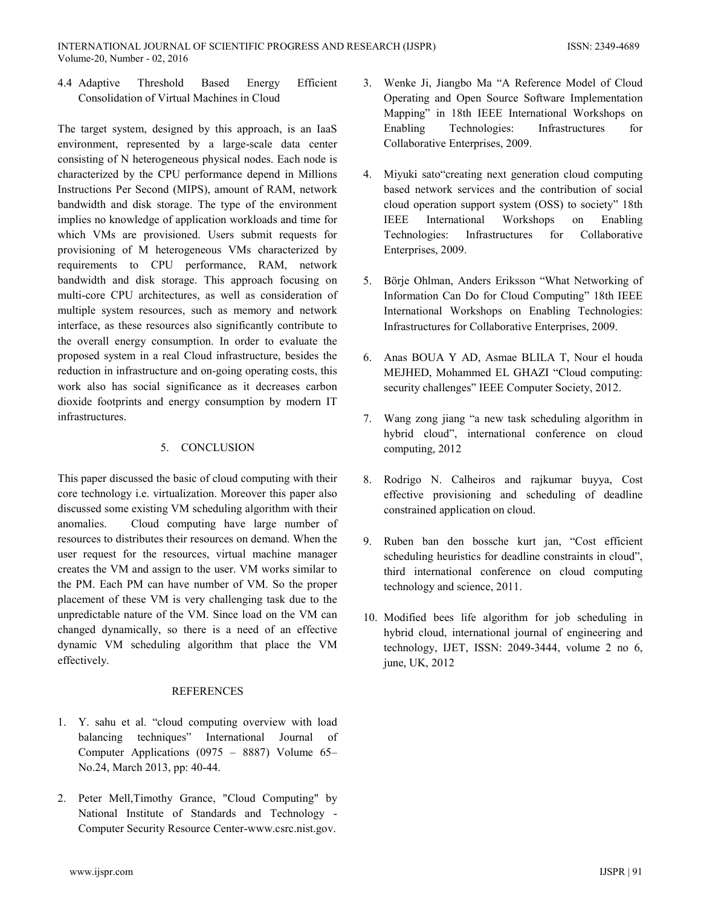### 4.4 Adaptive Threshold Based Energy Efficient Consolidation of Virtual Machines in Cloud

The target system, designed by this approach, is an IaaS environment, represented by a large-scale data center consisting of N heterogeneous physical nodes. Each node is characterized by the CPU performance depend in Millions Instructions Per Second (MIPS), amount of RAM, network bandwidth and disk storage. The type of the environment implies no knowledge of application workloads and time for which VMs are provisioned. Users submit requests for provisioning of M heterogeneous VMs characterized by requirements to CPU performance, RAM, network bandwidth and disk storage. This approach focusing on multi-core CPU architectures, as well as consideration of multiple system resources, such as memory and network interface, as these resources also significantly contribute to the overall energy consumption. In order to evaluate the proposed system in a real Cloud infrastructure, besides the reduction in infrastructure and on-going operating costs, this work also has social significance as it decreases carbon dioxide footprints and energy consumption by modern IT infrastructures.

## 5. CONCLUSION

This paper discussed the basic of cloud computing with their core technology i.e. virtualization. Moreover this paper also discussed some existing VM scheduling algorithm with their anomalies. Cloud computing have large number of resources to distributes their resources on demand. When the user request for the resources, virtual machine manager creates the VM and assign to the user. VM works similar to the PM. Each PM can have number of VM. So the proper placement of these VM is very challenging task due to the unpredictable nature of the VM. Since load on the VM can changed dynamically, so there is a need of an effective dynamic VM scheduling algorithm that place the VM effectively.

## REFERENCES

1. Y. sahu et al. "cloud computing overview with load balancing techniques" International Journal of Computer Applications (0975 – 8887) Volume 65– No.24, March 2013, pp: 40-44.
2. Peter Mell,Timothy Grance, "Cloud Computing" by National Institute of Standards and Technology - Computer Security Resource Center-www.csrc.nist.gov.
3. Wenke Ji, Jiangbo Ma "A Reference Model of Cloud Operating and Open Source Software Implementation Mapping" in 18th IEEE International Workshops on Enabling Technologies: Infrastructures for Collaborative Enterprises, 2009.
4. Miyuki sato"creating next generation cloud computing based network services and the contribution of social cloud operation support system (OSS) to society" 18th IEEE International Workshops on Enabling Technologies: Infrastructures for Collaborative Enterprises, 2009.
5. Börje Ohlman, Anders Eriksson "What Networking of Information Can Do for Cloud Computing" 18th IEEE International Workshops on Enabling Technologies: Infrastructures for Collaborative Enterprises, 2009.
6. Anas BOUA Y AD, Asmae BLILA T, Nour el houda MEJHED, Mohammed EL GHAZI "Cloud computing: security challenges" IEEE Computer Society, 2012.
7. Wang zong jiang "a new task scheduling algorithm in hybrid cloud", international conference on cloud computing, 2012
8. Rodrigo N. Calheiros and rajkumar buyya, Cost effective provisioning and scheduling of deadline constrained application on cloud.
9. Ruben ban den bossche kurt jan, "Cost efficient scheduling heuristics for deadline constraints in cloud", third international conference on cloud computing technology and science, 2011.
10. Modified bees life algorithm for job scheduling in hybrid cloud, international journal of engineering and technology, IJET, ISSN: 2049-3444, volume 2 no 6, june, UK, 2012